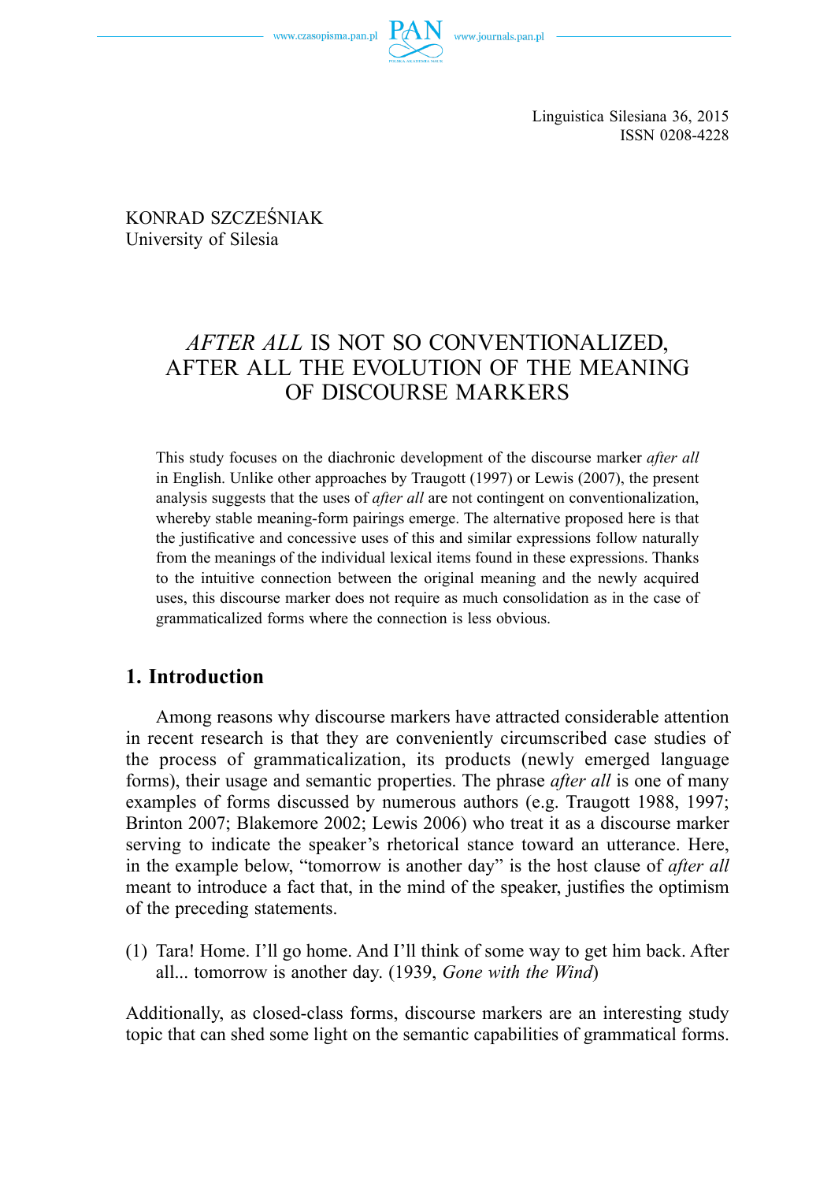Linguistica Silesiana 36, 2015
ISSN 0208-4228

KONRAD SZCZEŚNIAK
University of Silesia

# *AFTER ALL* IS NOT SO CONVENTIONALIZED, AFTER ALL THE EVOLUTION OF THE MEANING OF DISCOURSE MARKERS

This study focuses on the diachronic development of the discourse marker *after all* in English. Unlike other approaches by Traugott (1997) or Lewis (2007), the present analysis suggests that the uses of *after all* are not contingent on conventionalization, whereby stable meaning-form pairings emerge. The alternative proposed here is that the justificative and concessive uses of this and similar expressions follow naturally from the meanings of the individual lexical items found in these expressions. Thanks to the intuitive connection between the original meaning and the newly acquired uses, this discourse marker does not require as much consolidation as in the case of grammaticalized forms where the connection is less obvious.

## 1. Introduction

Among reasons why discourse markers have attracted considerable attention in recent research is that they are conveniently circumscribed case studies of the process of grammaticalization, its products (newly emerged language forms), their usage and semantic properties. The phrase *after all* is one of many examples of forms discussed by numerous authors (e.g. Traugott 1988, 1997; Brinton 2007; Blakemore 2002; Lewis 2006) who treat it as a discourse marker serving to indicate the speaker's rhetorical stance toward an utterance. Here, in the example below, "tomorrow is another day" is the host clause of *after all* meant to introduce a fact that, in the mind of the speaker, justifies the optimism of the preceding statements.

(1) Tara! Home. I'll go home. And I'll think of some way to get him back. After all... tomorrow is another day. (1939, *Gone with the Wind*)

Additionally, as closed-class forms, discourse markers are an interesting study topic that can shed some light on the semantic capabilities of grammatical forms.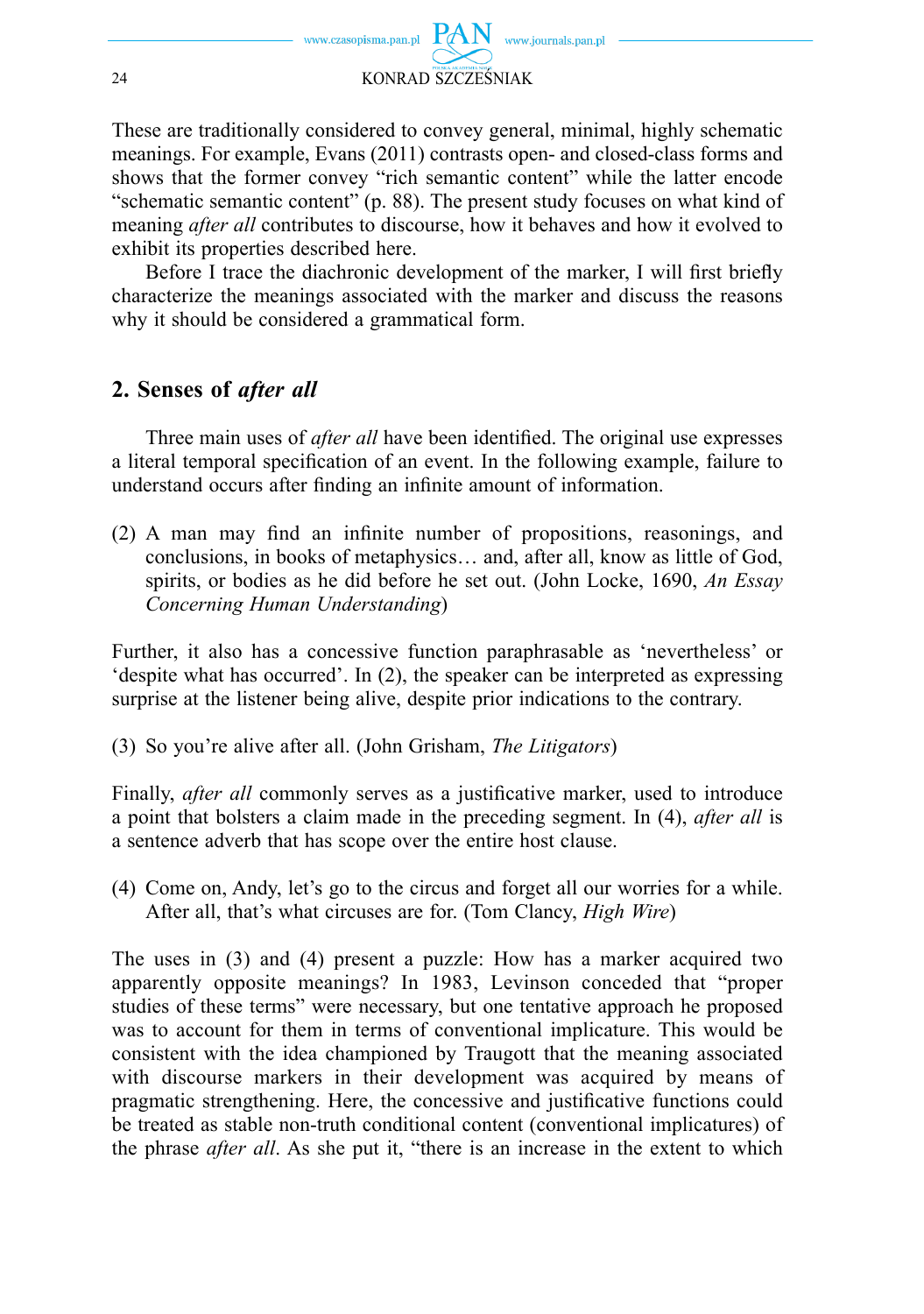These are traditionally considered to convey general, minimal, highly schematic meanings. For example, Evans (2011) contrasts open- and closed-class forms and shows that the former convey "rich semantic content" while the latter encode "schematic semantic content" (p. 88). The present study focuses on what kind of meaning *after all* contributes to discourse, how it behaves and how it evolved to exhibit its properties described here.

Before I trace the diachronic development of the marker, I will first briefly characterize the meanings associated with the marker and discuss the reasons why it should be considered a grammatical form.

## 2. Senses of *after all*

Three main uses of *after all* have been identified. The original use expresses a literal temporal specification of an event. In the following example, failure to understand occurs after finding an infinite amount of information.

(2) A man may find an infinite number of propositions, reasonings, and conclusions, in books of metaphysics… and, after all, know as little of God, spirits, or bodies as he did before he set out. (John Locke, 1690, *An Essay Concerning Human Understanding*)

Further, it also has a concessive function paraphrasable as 'nevertheless' or 'despite what has occurred'. In (2), the speaker can be interpreted as expressing surprise at the listener being alive, despite prior indications to the contrary.

(3) So you're alive after all. (John Grisham, *The Litigators*)

Finally, *after all* commonly serves as a justificative marker, used to introduce a point that bolsters a claim made in the preceding segment. In (4), *after all* is a sentence adverb that has scope over the entire host clause.

(4) Come on, Andy, let's go to the circus and forget all our worries for a while. After all, that's what circuses are for. (Tom Clancy, *High Wire*)

The uses in (3) and (4) present a puzzle: How has a marker acquired two apparently opposite meanings? In 1983, Levinson conceded that "proper studies of these terms" were necessary, but one tentative approach he proposed was to account for them in terms of conventional implicature. This would be consistent with the idea championed by Traugott that the meaning associated with discourse markers in their development was acquired by means of pragmatic strengthening. Here, the concessive and justificative functions could be treated as stable non-truth conditional content (conventional implicatures) of the phrase *after all*. As she put it, "there is an increase in the extent to which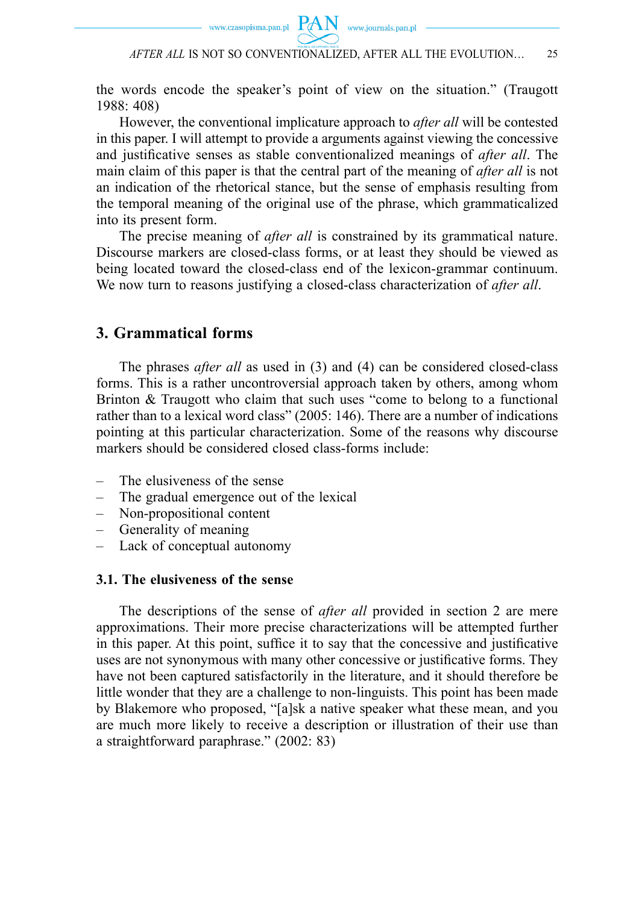the words encode the speaker's point of view on the situation." (Traugott 1988: 408)

However, the conventional implicature approach to *after all* will be contested in this paper. I will attempt to provide a arguments against viewing the concessive and justificative senses as stable conventionalized meanings of *after all*. The main claim of this paper is that the central part of the meaning of *after all* is not an indication of the rhetorical stance, but the sense of emphasis resulting from the temporal meaning of the original use of the phrase, which grammaticalized into its present form.

The precise meaning of *after all* is constrained by its grammatical nature. Discourse markers are closed-class forms, or at least they should be viewed as being located toward the closed-class end of the lexicon-grammar continuum. We now turn to reasons justifying a closed-class characterization of *after all*.

## 3. Grammatical forms

The phrases *after all* as used in (3) and (4) can be considered closed-class forms. This is a rather uncontroversial approach taken by others, among whom Brinton & Traugott who claim that such uses "come to belong to a functional rather than to a lexical word class" (2005: 146). There are a number of indications pointing at this particular characterization. Some of the reasons why discourse markers should be considered closed class-forms include:

– The elusiveness of the sense
– The gradual emergence out of the lexical
– Non-propositional content
– Generality of meaning
– Lack of conceptual autonomy

### 3.1. The elusiveness of the sense

The descriptions of the sense of *after all* provided in section 2 are mere approximations. Their more precise characterizations will be attempted further in this paper. At this point, suffice it to say that the concessive and justificative uses are not synonymous with many other concessive or justificative forms. They have not been captured satisfactorily in the literature, and it should therefore be little wonder that they are a challenge to non-linguists. This point has been made by Blakemore who proposed, "[a]sk a native speaker what these mean, and you are much more likely to receive a description or illustration of their use than a straightforward paraphrase." (2002: 83)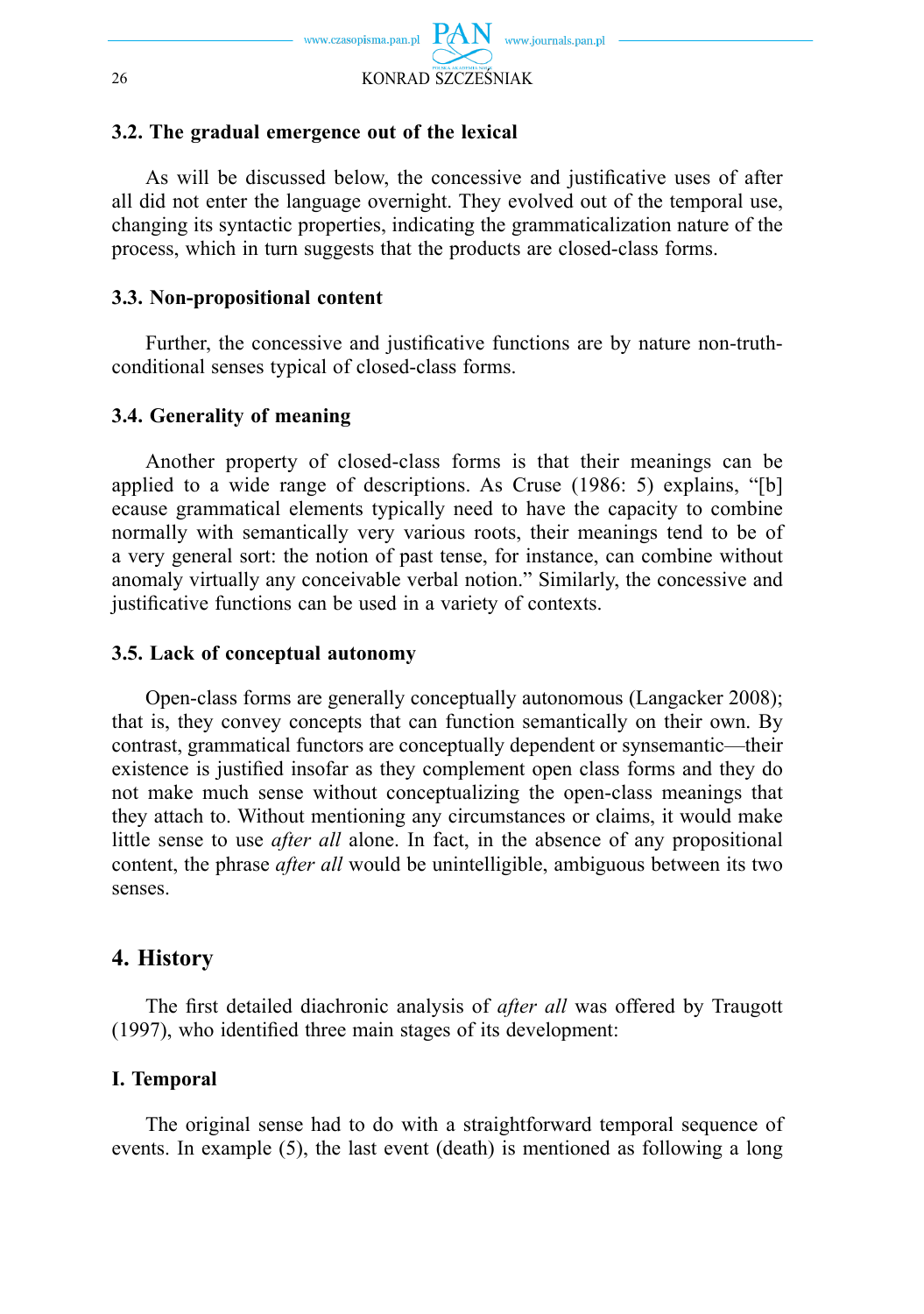### 3.2. The gradual emergence out of the lexical

As will be discussed below, the concessive and justificative uses of after all did not enter the language overnight. They evolved out of the temporal use, changing its syntactic properties, indicating the grammaticalization nature of the process, which in turn suggests that the products are closed-class forms.

### 3.3. Non-propositional content

Further, the concessive and justificative functions are by nature non-truth-conditional senses typical of closed-class forms.

### 3.4. Generality of meaning

Another property of closed-class forms is that their meanings can be applied to a wide range of descriptions. As Cruse (1986: 5) explains, "[b]ecause grammatical elements typically need to have the capacity to combine normally with semantically very various roots, their meanings tend to be of a very general sort: the notion of past tense, for instance, can combine without anomaly virtually any conceivable verbal notion." Similarly, the concessive and justificative functions can be used in a variety of contexts.

### 3.5. Lack of conceptual autonomy

Open-class forms are generally conceptually autonomous (Langacker 2008); that is, they convey concepts that can function semantically on their own. By contrast, grammatical functors are conceptually dependent or synsemantic—their existence is justified insofar as they complement open class forms and they do not make much sense without conceptualizing the open-class meanings that they attach to. Without mentioning any circumstances or claims, it would make little sense to use *after all* alone. In fact, in the absence of any propositional content, the phrase *after all* would be unintelligible, ambiguous between its two senses.

## 4. History

The first detailed diachronic analysis of *after all* was offered by Traugott (1997), who identified three main stages of its development:

### I. Temporal

The original sense had to do with a straightforward temporal sequence of events. In example (5), the last event (death) is mentioned as following a long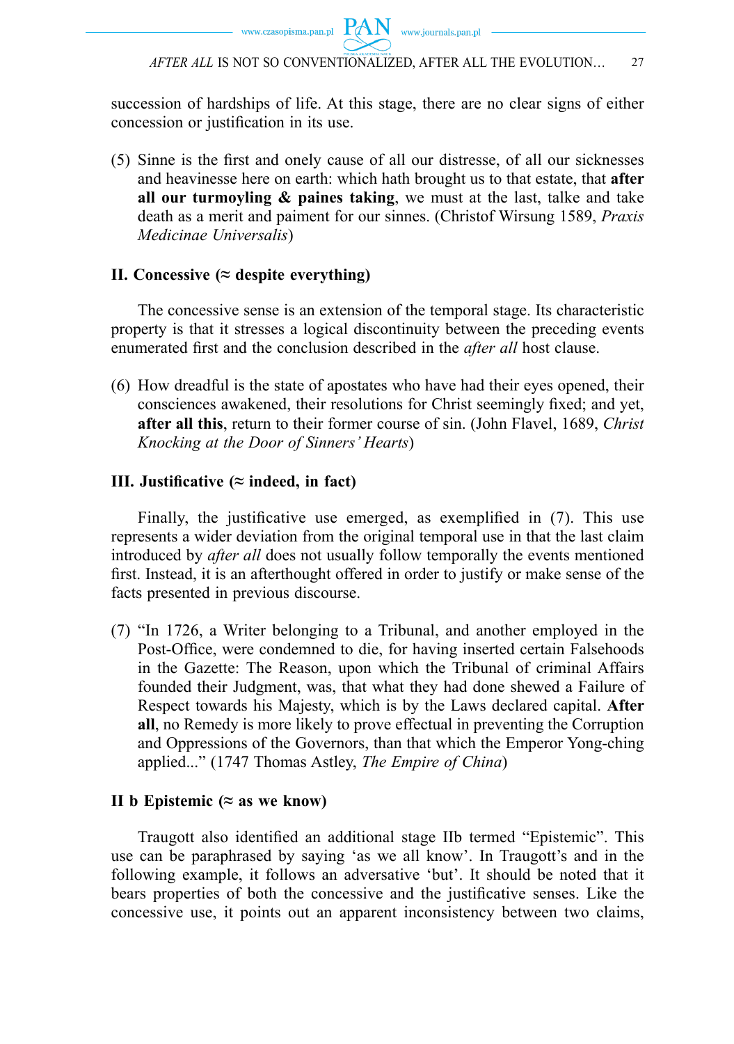succession of hardships of life. At this stage, there are no clear signs of either concession or justification in its use.

(5) Sinne is the first and onely cause of all our distresse, of all our sicknesses and heavinesse here on earth: which hath brought us to that estate, that **after all our turmoyling & paines taking**, we must at the last, talke and take death as a merit and paiment for our sinnes. (Christof Wirsung 1589, *Praxis Medicinae Universalis*)

### II. Concessive (≈ despite everything)

The concessive sense is an extension of the temporal stage. Its characteristic property is that it stresses a logical discontinuity between the preceding events enumerated first and the conclusion described in the *after all* host clause.

(6) How dreadful is the state of apostates who have had their eyes opened, their consciences awakened, their resolutions for Christ seemingly fixed; and yet, **after all this**, return to their former course of sin. (John Flavel, 1689, *Christ Knocking at the Door of Sinners' Hearts*)

### III. Justificative (≈ indeed, in fact)

Finally, the justificative use emerged, as exemplified in (7). This use represents a wider deviation from the original temporal use in that the last claim introduced by *after all* does not usually follow temporally the events mentioned first. Instead, it is an afterthought offered in order to justify or make sense of the facts presented in previous discourse.

(7) "In 1726, a Writer belonging to a Tribunal, and another employed in the Post-Office, were condemned to die, for having inserted certain Falsehoods in the Gazette: The Reason, upon which the Tribunal of criminal Affairs founded their Judgment, was, that what they had done shewed a Failure of Respect towards his Majesty, which is by the Laws declared capital. **After all**, no Remedy is more likely to prove effectual in preventing the Corruption and Oppressions of the Governors, than that which the Emperor Yong-ching applied..." (1747 Thomas Astley, *The Empire of China*)

### II b Epistemic (≈ as we know)

Traugott also identified an additional stage IIb termed "Epistemic". This use can be paraphrased by saying 'as we all know'. In Traugott's and in the following example, it follows an adversative 'but'. It should be noted that it bears properties of both the concessive and the justificative senses. Like the concessive use, it points out an apparent inconsistency between two claims,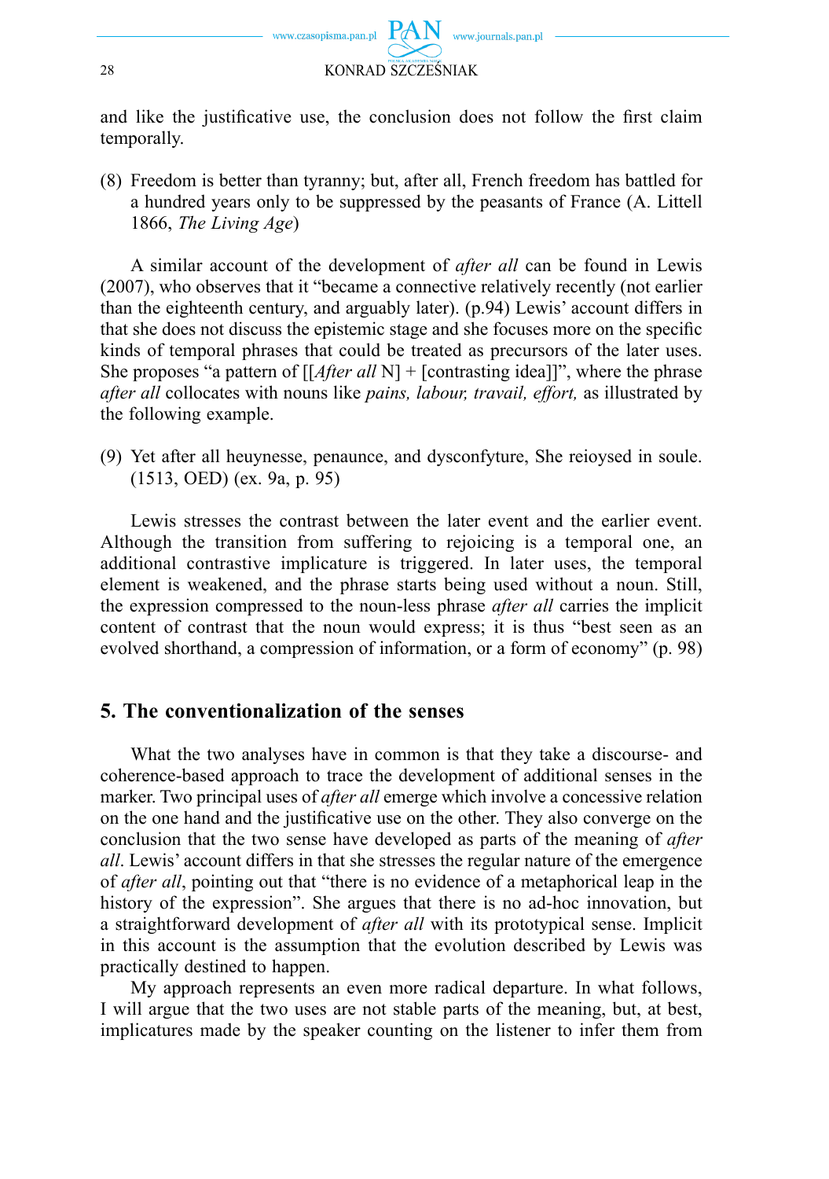and like the justificative use, the conclusion does not follow the first claim temporally.

(8) Freedom is better than tyranny; but, after all, French freedom has battled for a hundred years only to be suppressed by the peasants of France (A. Littell 1866, *The Living Age*)

A similar account of the development of *after all* can be found in Lewis (2007), who observes that it "became a connective relatively recently (not earlier than the eighteenth century, and arguably later). (p.94) Lewis' account differs in that she does not discuss the epistemic stage and she focuses more on the specific kinds of temporal phrases that could be treated as precursors of the later uses. She proposes "a pattern of [[*After all* N] + [contrasting idea]]", where the phrase *after all* collocates with nouns like *pains, labour, travail, effort,* as illustrated by the following example.

(9) Yet after all heuynesse, penaunce, and dysconfyture, She reioysed in soule. (1513, OED) (ex. 9a, p. 95)

Lewis stresses the contrast between the later event and the earlier event. Although the transition from suffering to rejoicing is a temporal one, an additional contrastive implicature is triggered. In later uses, the temporal element is weakened, and the phrase starts being used without a noun. Still, the expression compressed to the noun-less phrase *after all* carries the implicit content of contrast that the noun would express; it is thus "best seen as an evolved shorthand, a compression of information, or a form of economy" (p. 98)

## 5. The conventionalization of the senses

What the two analyses have in common is that they take a discourse- and coherence-based approach to trace the development of additional senses in the marker. Two principal uses of *after all* emerge which involve a concessive relation on the one hand and the justificative use on the other. They also converge on the conclusion that the two sense have developed as parts of the meaning of *after all*. Lewis' account differs in that she stresses the regular nature of the emergence of *after all*, pointing out that "there is no evidence of a metaphorical leap in the history of the expression". She argues that there is no ad-hoc innovation, but a straightforward development of *after all* with its prototypical sense. Implicit in this account is the assumption that the evolution described by Lewis was practically destined to happen.

My approach represents an even more radical departure. In what follows, I will argue that the two uses are not stable parts of the meaning, but, at best, implicatures made by the speaker counting on the listener to infer them from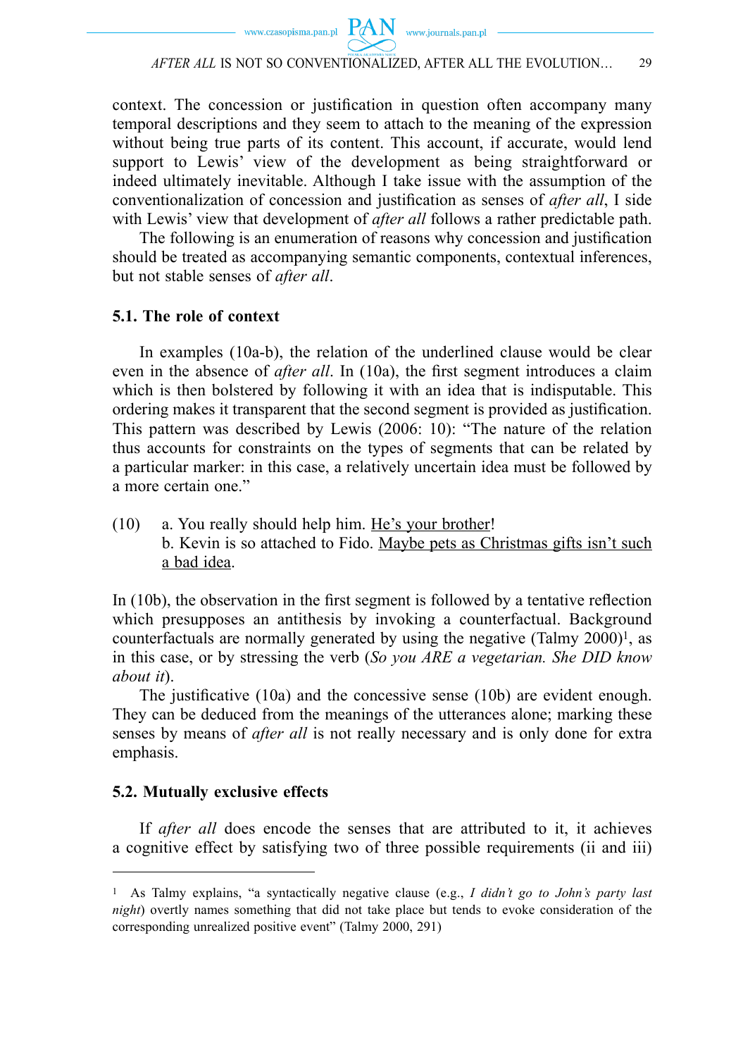context. The concession or justification in question often accompany many temporal descriptions and they seem to attach to the meaning of the expression without being true parts of its content. This account, if accurate, would lend support to Lewis' view of the development as being straightforward or indeed ultimately inevitable. Although I take issue with the assumption of the conventionalization of concession and justification as senses of *after all*, I side with Lewis' view that development of *after all* follows a rather predictable path.

The following is an enumeration of reasons why concession and justification should be treated as accompanying semantic components, contextual inferences, but not stable senses of *after all*.

### 5.1. The role of context

In examples (10a-b), the relation of the underlined clause would be clear even in the absence of *after all*. In (10a), the first segment introduces a claim which is then bolstered by following it with an idea that is indisputable. This ordering makes it transparent that the second segment is provided as justification. This pattern was described by Lewis (2006: 10): "The nature of the relation thus accounts for constraints on the types of segments that can be related by a particular marker: in this case, a relatively uncertain idea must be followed by a more certain one."

(10) a. You really should help him. <u>He's your brother</u>!
b. Kevin is so attached to Fido. <u>Maybe pets as Christmas gifts isn't such a bad idea</u>.

In (10b), the observation in the first segment is followed by a tentative reflection which presupposes an antithesis by invoking a counterfactual. Background counterfactuals are normally generated by using the negative (Talmy 2000)[1], as in this case, or by stressing the verb (*So you ARE a vegetarian. She DID know about it*).

The justificative (10a) and the concessive sense (10b) are evident enough. They can be deduced from the meanings of the utterances alone; marking these senses by means of *after all* is not really necessary and is only done for extra emphasis.

### 5.2. Mutually exclusive effects

If *after all* does encode the senses that are attributed to it, it achieves a cognitive effect by satisfying two of three possible requirements (ii and iii)

---

[1] As Talmy explains, "a syntactically negative clause (e.g., *I didn't go to John's party last night*) overtly names something that did not take place but tends to evoke consideration of the corresponding unrealized positive event" (Talmy 2000, 291)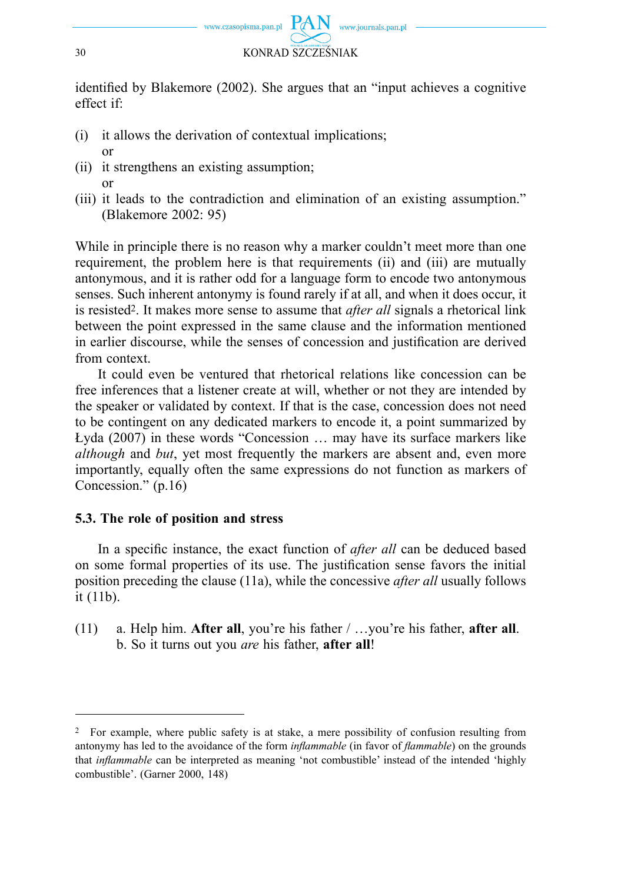identified by Blakemore (2002). She argues that an "input achieves a cognitive effect if:

(i) it allows the derivation of contextual implications;  
or  
(ii) it strengthens an existing assumption;  
or  
(iii) it leads to the contradiction and elimination of an existing assumption." (Blakemore 2002: 95)

While in principle there is no reason why a marker couldn't meet more than one requirement, the problem here is that requirements (ii) and (iii) are mutually antonymous, and it is rather odd for a language form to encode two antonymous senses. Such inherent antonymy is found rarely if at all, and when it does occur, it is resisted[2]. It makes more sense to assume that *after all* signals a rhetorical link between the point expressed in the same clause and the information mentioned in earlier discourse, while the senses of concession and justification are derived from context.

It could even be ventured that rhetorical relations like concession can be free inferences that a listener create at will, whether or not they are intended by the speaker or validated by context. If that is the case, concession does not need to be contingent on any dedicated markers to encode it, a point summarized by Łyda (2007) in these words "Concession … may have its surface markers like *although* and *but*, yet most frequently the markers are absent and, even more importantly, equally often the same expressions do not function as markers of Concession." (p.16)

### 5.3. The role of position and stress

In a specific instance, the exact function of *after all* can be deduced based on some formal properties of its use. The justification sense favors the initial position preceding the clause (11a), while the concessive *after all* usually follows it (11b).

(11) a. Help him. **After all**, you're his father / …you're his father, **after all**.  
b. So it turns out you *are* his father, **after all**!

---

[2] For example, where public safety is at stake, a mere possibility of confusion resulting from antonymy has led to the avoidance of the form *inflammable* (in favor of *flammable*) on the grounds that *inflammable* can be interpreted as meaning 'not combustible' instead of the intended 'highly combustible'. (Garner 2000, 148)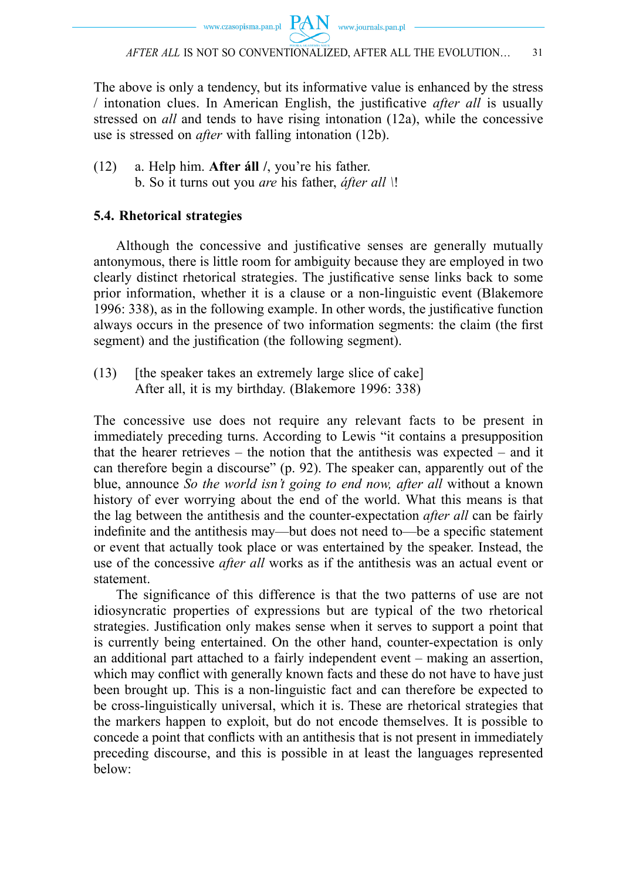The above is only a tendency, but its informative value is enhanced by the stress / intonation clues. In American English, the justificative *after all* is usually stressed on *all* and tends to have rising intonation (12a), while the concessive use is stressed on *after* with falling intonation (12b).

(12) a. Help him. **After áll** /, you're his father.
     b. So it turns out you *are* his father, *áfter all* \!

### 5.4. Rhetorical strategies

Although the concessive and justificative senses are generally mutually antonymous, there is little room for ambiguity because they are employed in two clearly distinct rhetorical strategies. The justificative sense links back to some prior information, whether it is a clause or a non-linguistic event (Blakemore 1996: 338), as in the following example. In other words, the justificative function always occurs in the presence of two information segments: the claim (the first segment) and the justification (the following segment).

(13) [the speaker takes an extremely large slice of cake]
     After all, it is my birthday. (Blakemore 1996: 338)

The concessive use does not require any relevant facts to be present in immediately preceding turns. According to Lewis "it contains a presupposition that the hearer retrieves – the notion that the antithesis was expected – and it can therefore begin a discourse" (p. 92). The speaker can, apparently out of the blue, announce *So the world isn't going to end now, after all* without a known history of ever worrying about the end of the world. What this means is that the lag between the antithesis and the counter-expectation *after all* can be fairly indefinite and the antithesis may—but does not need to—be a specific statement or event that actually took place or was entertained by the speaker. Instead, the use of the concessive *after all* works as if the antithesis was an actual event or statement.

The significance of this difference is that the two patterns of use are not idiosyncratic properties of expressions but are typical of the two rhetorical strategies. Justification only makes sense when it serves to support a point that is currently being entertained. On the other hand, counter-expectation is only an additional part attached to a fairly independent event – making an assertion, which may conflict with generally known facts and these do not have to have just been brought up. This is a non-linguistic fact and can therefore be expected to be cross-linguistically universal, which it is. These are rhetorical strategies that the markers happen to exploit, but do not encode themselves. It is possible to concede a point that conflicts with an antithesis that is not present in immediately preceding discourse, and this is possible in at least the languages represented below: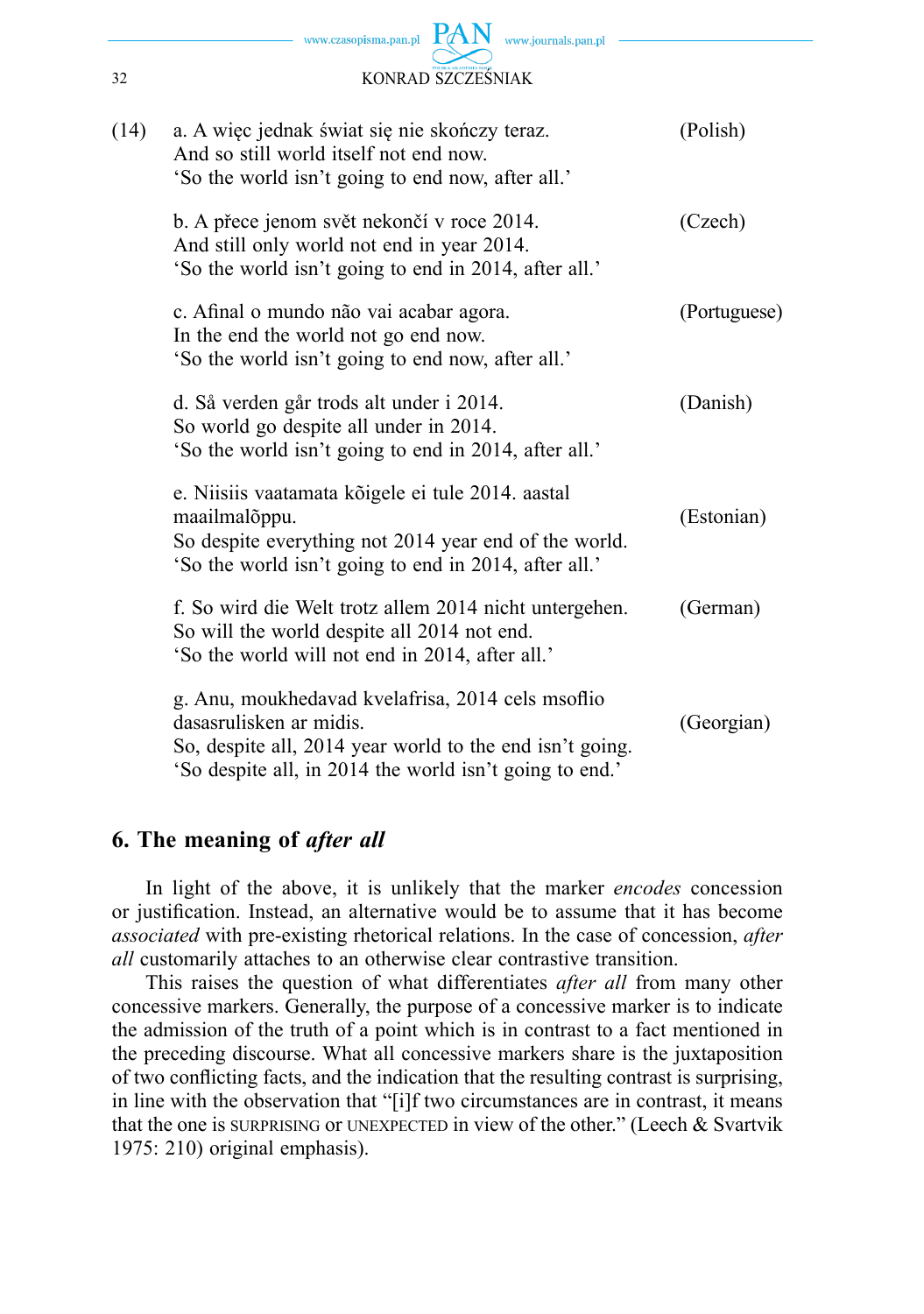(14) a. A więc jednak świat się nie skończy teraz. (Polish)
And so still world itself not end now.
'So the world isn't going to end now, after all.'

b. A přece jenom svět nekončí v roce 2014. (Czech)
And still only world not end in year 2014.
'So the world isn't going to end in 2014, after all.'

c. Afinal o mundo não vai acabar agora. (Portuguese)
In the end the world not go end now.
'So the world isn't going to end now, after all.'

d. Så verden går trods alt under i 2014. (Danish)
So world go despite all under in 2014.
'So the world isn't going to end in 2014, after all.'

e. Niisiis vaatamata kõigele ei tule 2014. aastal maailmalõppu. (Estonian)
So despite everything not 2014 year end of the world.
'So the world isn't going to end in 2014, after all.'

f. So wird die Welt trotz allem 2014 nicht untergehen. (German)
So will the world despite all 2014 not end.
'So the world will not end in 2014, after all.'

g. Anu, moukhedavad kvelafrisa, 2014 cels msoflio dasasrulisken ar midis. (Georgian)
So, despite all, 2014 year world to the end isn't going.
'So despite all, in 2014 the world isn't going to end.'

## 6. The meaning of *after all*

In light of the above, it is unlikely that the marker *encodes* concession or justification. Instead, an alternative would be to assume that it has become *associated* with pre-existing rhetorical relations. In the case of concession, *after all* customarily attaches to an otherwise clear contrastive transition.

This raises the question of what differentiates *after all* from many other concessive markers. Generally, the purpose of a concessive marker is to indicate the admission of the truth of a point which is in contrast to a fact mentioned in the preceding discourse. What all concessive markers share is the juxtaposition of two conflicting facts, and the indication that the resulting contrast is surprising, in line with the observation that "[i]f two circumstances are in contrast, it means that the one is SURPRISING or UNEXPECTED in view of the other." (Leech & Svartvik 1975: 210) original emphasis).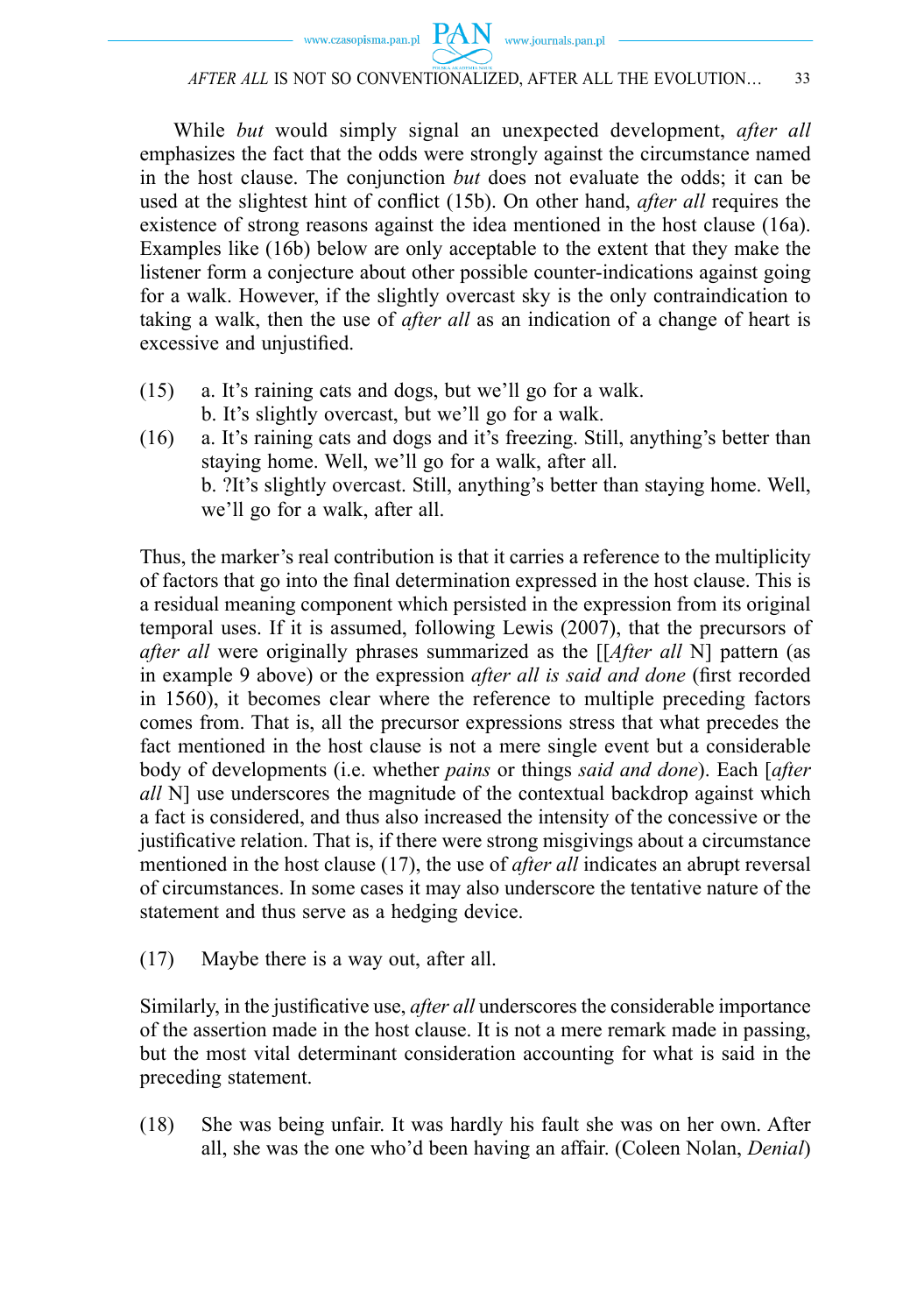While *but* would simply signal an unexpected development, *after all* emphasizes the fact that the odds were strongly against the circumstance named in the host clause. The conjunction *but* does not evaluate the odds; it can be used at the slightest hint of conflict (15b). On other hand, *after all* requires the existence of strong reasons against the idea mentioned in the host clause (16a). Examples like (16b) below are only acceptable to the extent that they make the listener form a conjecture about other possible counter-indications against going for a walk. However, if the slightly overcast sky is the only contraindication to taking a walk, then the use of *after all* as an indication of a change of heart is excessive and unjustified.

(15) a. It's raining cats and dogs, but we'll go for a walk.
b. It's slightly overcast, but we'll go for a walk.

(16) a. It's raining cats and dogs and it's freezing. Still, anything's better than staying home. Well, we'll go for a walk, after all.
b. ?It's slightly overcast. Still, anything's better than staying home. Well, we'll go for a walk, after all.

Thus, the marker's real contribution is that it carries a reference to the multiplicity of factors that go into the final determination expressed in the host clause. This is a residual meaning component which persisted in the expression from its original temporal uses. If it is assumed, following Lewis (2007), that the precursors of *after all* were originally phrases summarized as the [[*After all* N] pattern (as in example 9 above) or the expression *after all is said and done* (first recorded in 1560), it becomes clear where the reference to multiple preceding factors comes from. That is, all the precursor expressions stress that what precedes the fact mentioned in the host clause is not a mere single event but a considerable body of developments (i.e. whether *pains* or things *said and done*). Each [*after all* N] use underscores the magnitude of the contextual backdrop against which a fact is considered, and thus also increased the intensity of the concessive or the justificative relation. That is, if there were strong misgivings about a circumstance mentioned in the host clause (17), the use of *after all* indicates an abrupt reversal of circumstances. In some cases it may also underscore the tentative nature of the statement and thus serve as a hedging device.

(17) Maybe there is a way out, after all.

Similarly, in the justificative use, *after all* underscores the considerable importance of the assertion made in the host clause. It is not a mere remark made in passing, but the most vital determinant consideration accounting for what is said in the preceding statement.

(18) She was being unfair. It was hardly his fault she was on her own. After all, she was the one who'd been having an affair. (Coleen Nolan, *Denial*)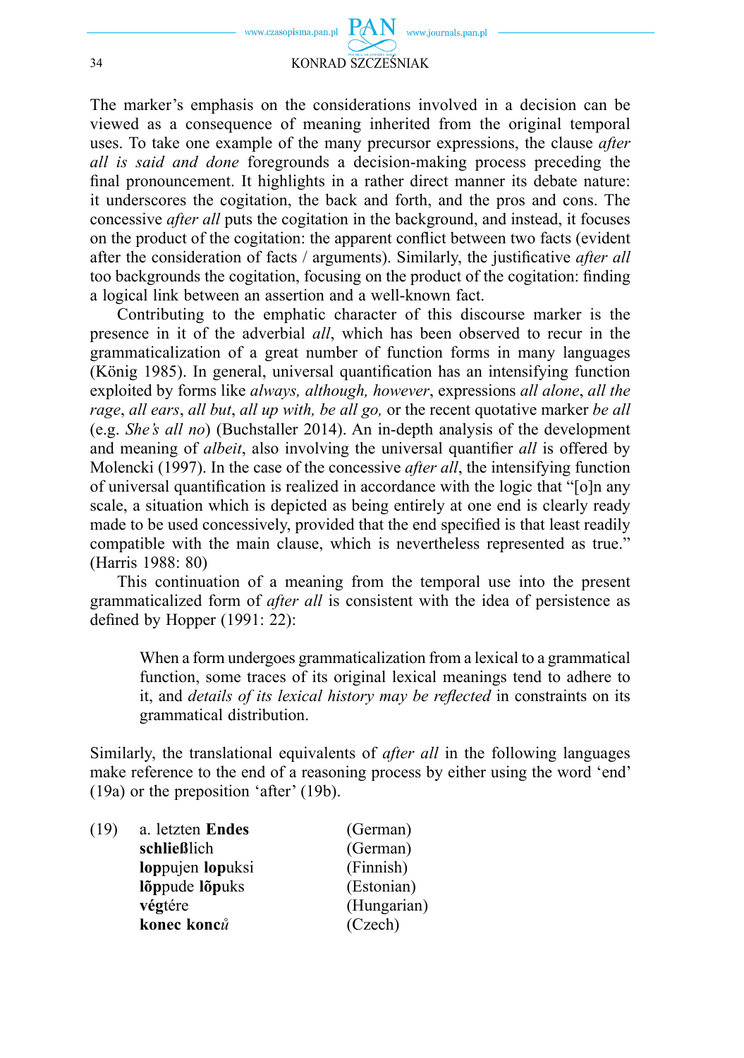The marker's emphasis on the considerations involved in a decision can be viewed as a consequence of meaning inherited from the original temporal uses. To take one example of the many precursor expressions, the clause *after all is said and done* foregrounds a decision-making process preceding the final pronouncement. It highlights in a rather direct manner its debate nature: it underscores the cogitation, the back and forth, and the pros and cons. The concessive *after all* puts the cogitation in the background, and instead, it focuses on the product of the cogitation: the apparent conflict between two facts (evident after the consideration of facts / arguments). Similarly, the justificative *after all* too backgrounds the cogitation, focusing on the product of the cogitation: finding a logical link between an assertion and a well-known fact.

Contributing to the emphatic character of this discourse marker is the presence in it of the adverbial *all*, which has been observed to recur in the grammaticalization of a great number of function forms in many languages (König 1985). In general, universal quantification has an intensifying function exploited by forms like *always, although, however*, expressions *all alone*, *all the rage*, *all ears*, *all but*, *all up with, be all go,* or the recent quotative marker *be all* (e.g. *She's all no*) (Buchstaller 2014). An in-depth analysis of the development and meaning of *albeit*, also involving the universal quantifier *all* is offered by Molencki (1997). In the case of the concessive *after all*, the intensifying function of universal quantification is realized in accordance with the logic that "[o]n any scale, a situation which is depicted as being entirely at one end is clearly ready made to be used concessively, provided that the end specified is that least readily compatible with the main clause, which is nevertheless represented as true." (Harris 1988: 80)

This continuation of a meaning from the temporal use into the present grammaticalized form of *after all* is consistent with the idea of persistence as defined by Hopper (1991: 22):

> When a form undergoes grammaticalization from a lexical to a grammatical function, some traces of its original lexical meanings tend to adhere to it, and *details of its lexical history may be reflected* in constraints on its grammatical distribution.

Similarly, the translational equivalents of *after all* in the following languages make reference to the end of a reasoning process by either using the word 'end' (19a) or the preposition 'after' (19b).

(19) a. letzten **Endes** (German)
**schließ**lich (German)
**lop**pujen **lop**uksi (Finnish)
**lõp**pude **lõp**uks (Estonian)
**vég**tére (Hungarian)
**konec konc**ů (Czech)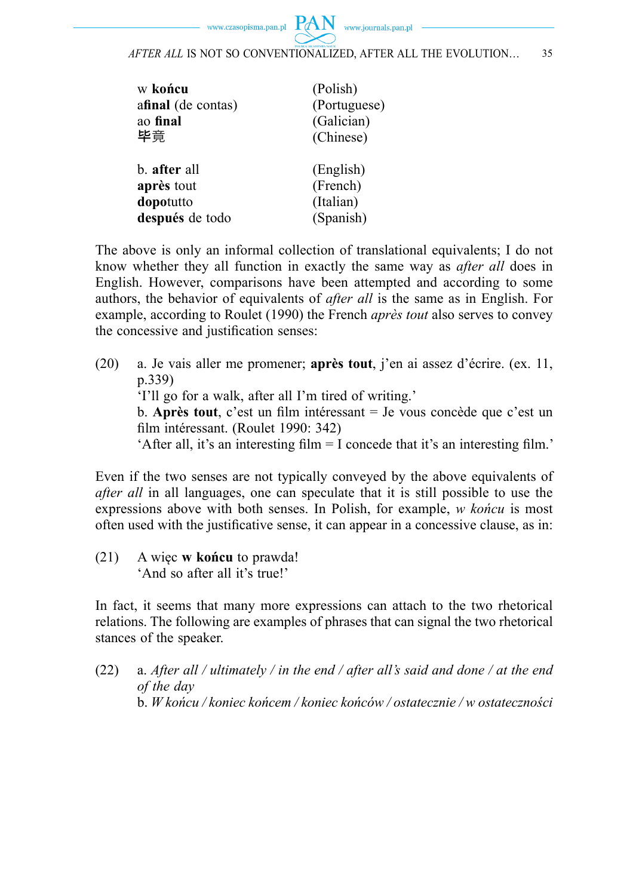| | |
|---|---|
| w **końcu** | (Polish) |
| a**final** (de contas) | (Portuguese) |
| ao **final** | (Galician) |
| 毕竟 | (Chinese) |
| | |
| b. **after** all | (English) |
| **après** tout | (French) |
| **dopo**tutto | (Italian) |
| **después** de todo | (Spanish) |

The above is only an informal collection of translational equivalents; I do not know whether they all function in exactly the same way as *after all* does in English. However, comparisons have been attempted and according to some authors, the behavior of equivalents of *after all* is the same as in English. For example, according to Roulet (1990) the French *après tout* also serves to convey the concessive and justification senses:

(20) a. Je vais aller me promener; **après tout**, j'en ai assez d'écrire. (ex. 11, p.339)
'I'll go for a walk, after all I'm tired of writing.'
b. **Après tout**, c'est un film intéressant = Je vous concède que c'est un film intéressant. (Roulet 1990: 342)
'After all, it's an interesting film = I concede that it's an interesting film.'

Even if the two senses are not typically conveyed by the above equivalents of *after all* in all languages, one can speculate that it is still possible to use the expressions above with both senses. In Polish, for example, *w końcu* is most often used with the justificative sense, it can appear in a concessive clause, as in:

(21) A więc **w końcu** to prawda!
'And so after all it's true!'

In fact, it seems that many more expressions can attach to the two rhetorical relations. The following are examples of phrases that can signal the two rhetorical stances of the speaker.

(22) a. *After all / ultimately / in the end / after all's said and done / at the end of the day*
b. *W końcu / koniec końcem / koniec końców / ostatecznie / w ostateczności*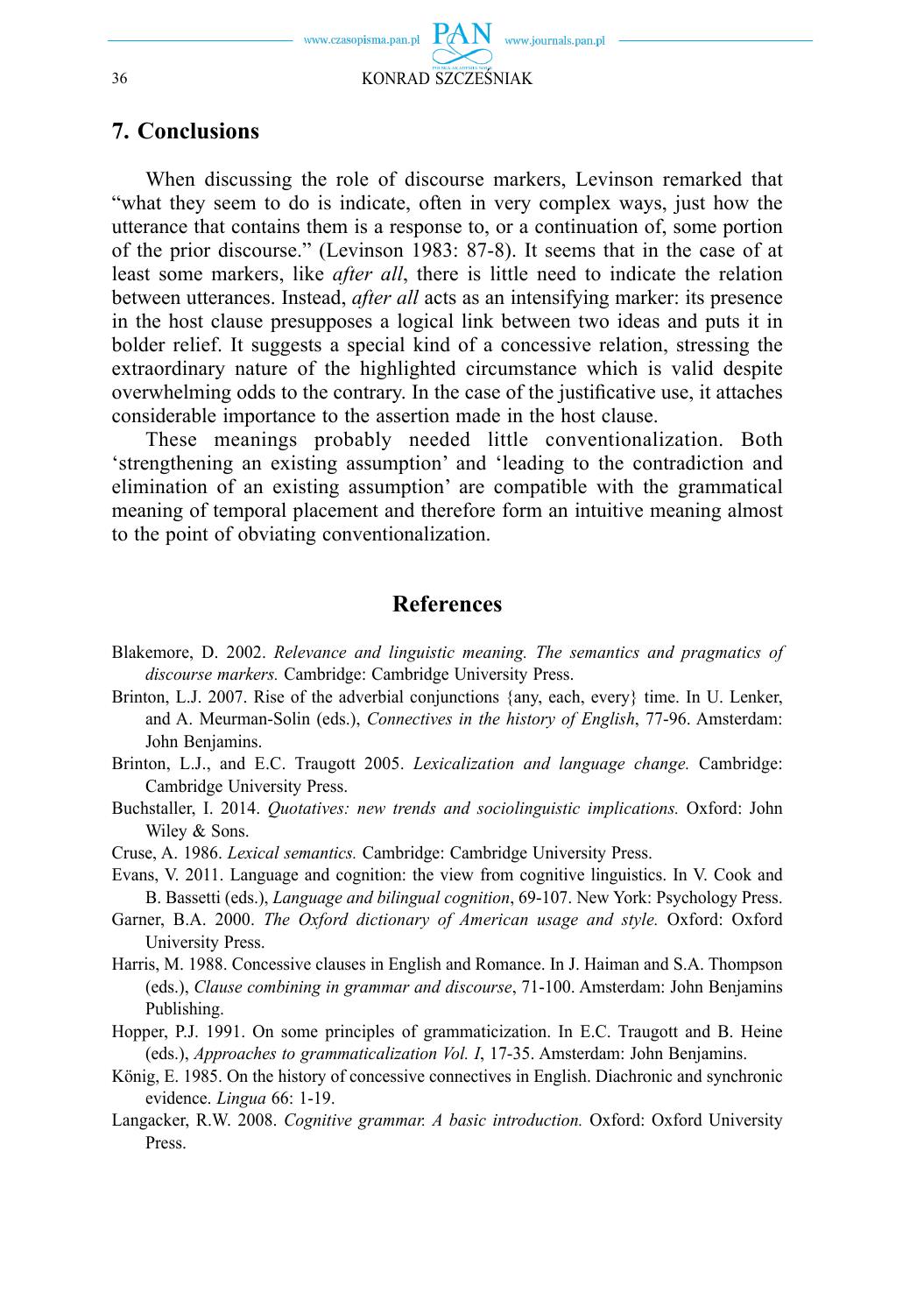## 7. Conclusions

When discussing the role of discourse markers, Levinson remarked that "what they seem to do is indicate, often in very complex ways, just how the utterance that contains them is a response to, or a continuation of, some portion of the prior discourse." (Levinson 1983: 87-8). It seems that in the case of at least some markers, like *after all*, there is little need to indicate the relation between utterances. Instead, *after all* acts as an intensifying marker: its presence in the host clause presupposes a logical link between two ideas and puts it in bolder relief. It suggests a special kind of a concessive relation, stressing the extraordinary nature of the highlighted circumstance which is valid despite overwhelming odds to the contrary. In the case of the justificative use, it attaches considerable importance to the assertion made in the host clause.

These meanings probably needed little conventionalization. Both 'strengthening an existing assumption' and 'leading to the contradiction and elimination of an existing assumption' are compatible with the grammatical meaning of temporal placement and therefore form an intuitive meaning almost to the point of obviating conventionalization.

## References

Blakemore, D. 2002. *Relevance and linguistic meaning. The semantics and pragmatics of discourse markers.* Cambridge: Cambridge University Press.

Brinton, L.J. 2007. Rise of the adverbial conjunctions {any, each, every} time. In U. Lenker, and A. Meurman-Solin (eds.), *Connectives in the history of English*, 77-96. Amsterdam: John Benjamins.

Brinton, L.J., and E.C. Traugott 2005. *Lexicalization and language change.* Cambridge: Cambridge University Press.

Buchstaller, I. 2014. *Quotatives: new trends and sociolinguistic implications.* Oxford: John Wiley & Sons.

Cruse, A. 1986. *Lexical semantics.* Cambridge: Cambridge University Press.

Evans, V. 2011. Language and cognition: the view from cognitive linguistics. In V. Cook and B. Bassetti (eds.), *Language and bilingual cognition*, 69-107. New York: Psychology Press.

Garner, B.A. 2000. *The Oxford dictionary of American usage and style.* Oxford: Oxford University Press.

Harris, M. 1988. Concessive clauses in English and Romance. In J. Haiman and S.A. Thompson (eds.), *Clause combining in grammar and discourse*, 71-100. Amsterdam: John Benjamins Publishing.

Hopper, P.J. 1991. On some principles of grammaticization. In E.C. Traugott and B. Heine (eds.), *Approaches to grammaticalization Vol. I*, 17-35. Amsterdam: John Benjamins.

König, E. 1985. On the history of concessive connectives in English. Diachronic and synchronic evidence. *Lingua* 66: 1-19.

Langacker, R.W. 2008. *Cognitive grammar. A basic introduction.* Oxford: Oxford University Press.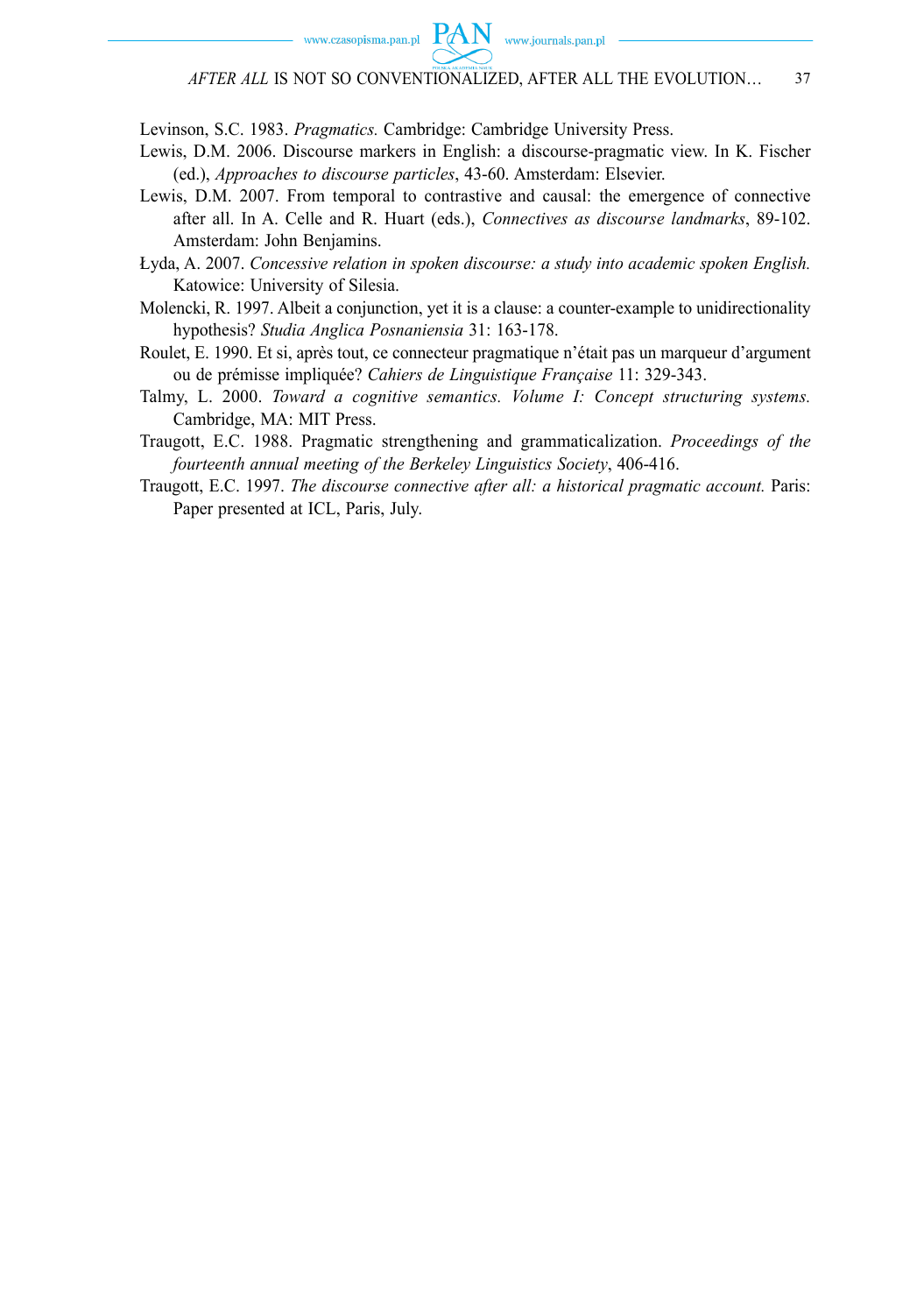Levinson, S.C. 1983. *Pragmatics.* Cambridge: Cambridge University Press.

Lewis, D.M. 2006. Discourse markers in English: a discourse-pragmatic view. In K. Fischer (ed.), *Approaches to discourse particles*, 43-60. Amsterdam: Elsevier.

Lewis, D.M. 2007. From temporal to contrastive and causal: the emergence of connective after all. In A. Celle and R. Huart (eds.), *Connectives as discourse landmarks*, 89-102. Amsterdam: John Benjamins.

Łyda, A. 2007. *Concessive relation in spoken discourse: a study into academic spoken English.* Katowice: University of Silesia.

Molencki, R. 1997. Albeit a conjunction, yet it is a clause: a counter-example to unidirectionality hypothesis? *Studia Anglica Posnaniensia* 31: 163-178.

Roulet, E. 1990. Et si, après tout, ce connecteur pragmatique n'était pas un marqueur d'argument ou de prémisse impliquée? *Cahiers de Linguistique Française* 11: 329-343.

Talmy, L. 2000. *Toward a cognitive semantics. Volume I: Concept structuring systems.* Cambridge, MA: MIT Press.

Traugott, E.C. 1988. Pragmatic strengthening and grammaticalization. *Proceedings of the fourteenth annual meeting of the Berkeley Linguistics Society*, 406-416.

Traugott, E.C. 1997. *The discourse connective after all: a historical pragmatic account.* Paris: Paper presented at ICL, Paris, July.